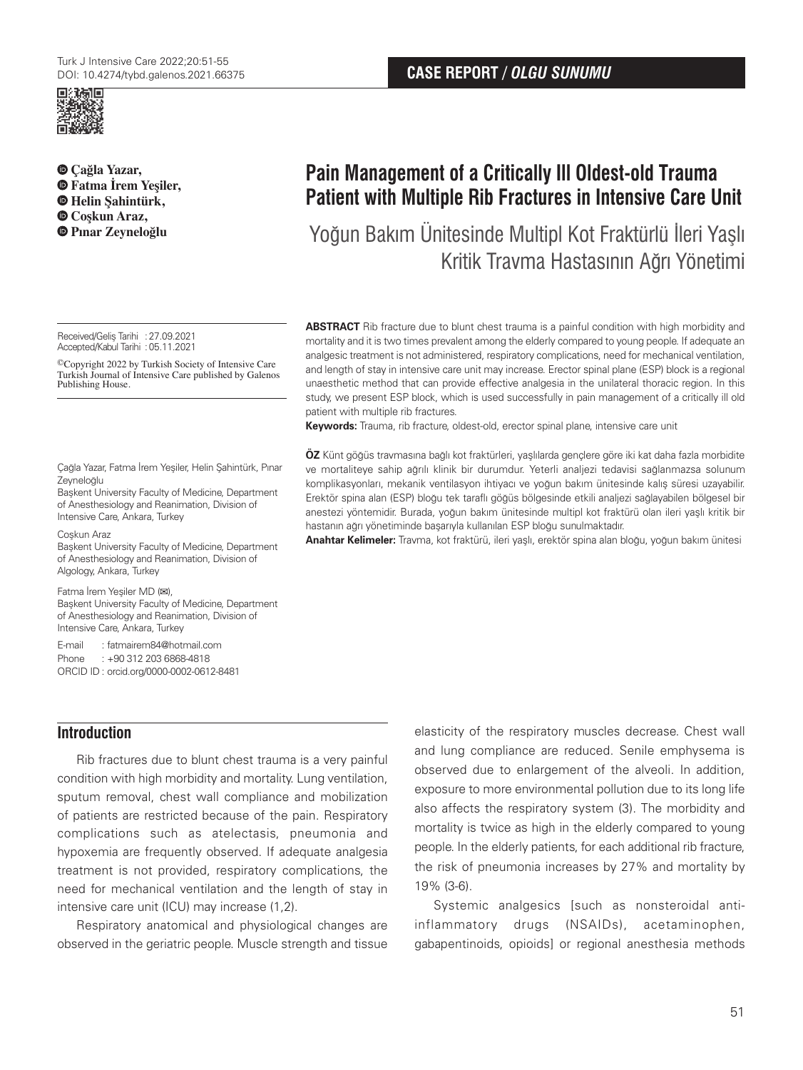CASE REPORT / *OLGU SUNUMU*

**Çağla Yazar, Fatma İrem Yeşiler, Helin Şahintürk, Coşkun Araz, Pınar Zeyneloğlu**

# Pain Management of a Critically Ill Oldest-old Trauma Patient with Multiple Rib Fractures in Intensive Care Unit

## Yoğun Bakım Ünitesinde Multipl Kot Fraktürlü İleri Yaşlı Kritik Travma Hastasının Ağrı Yönetimi

Received/Geliş Tarihi : 27.09.2021
Accepted/Kabul Tarihi : 05.11.2021

©Copyright 2022 by Turkish Society of Intensive Care
Turkish Journal of Intensive Care published by Galenos Publishing House.

Çağla Yazar, Fatma İrem Yeşiler, Helin Şahintürk, Pınar Zeyneloğlu
Başkent University Faculty of Medicine, Department of Anesthesiology and Reanimation, Division of Intensive Care, Ankara, Turkey

Coşkun Araz
Başkent University Faculty of Medicine, Department of Anesthesiology and Reanimation, Division of Algology, Ankara, Turkey

Fatma İrem Yeşiler MD (✉),
Başkent University Faculty of Medicine, Department of Anesthesiology and Reanimation, Division of Intensive Care, Ankara, Turkey

E-mail : fatmairem84@hotmail.com
Phone : +90 312 203 6868-4818
ORCID ID : orcid.org/0000-0002-0612-8481

**ABSTRACT** Rib fracture due to blunt chest trauma is a painful condition with high morbidity and mortality and it is two times prevalent among the elderly compared to young people. If adequate an analgesic treatment is not administered, respiratory complications, need for mechanical ventilation, and length of stay in intensive care unit may increase. Erector spinal plane (ESP) block is a regional unaesthetic method that can provide effective analgesia in the unilateral thoracic region. In this study, we present ESP block, which is used successfully in pain management of a critically ill old patient with multiple rib fractures.

**Keywords:** Trauma, rib fracture, oldest-old, erector spinal plane, intensive care unit

**ÖZ** Künt göğüs travmasına bağlı kot fraktürleri, yaşlılarda gençlere göre iki kat daha fazla morbidite ve mortaliteye sahip ağrılı klinik bir durumdur. Yeterli analjezi tedavisi sağlanmazsa solunum komplikasyonları, mekanik ventilasyon ihtiyacı ve yoğun bakım ünitesinde kalış süresi uzayabilir. Erektör spina alan (ESP) bloğu tek taraflı göğüs bölgesinde etkili analjezi sağlayabilen bölgesel bir anestezi yöntemidir. Burada, yoğun bakım ünitesinde multipl kot fraktürü olan ileri yaşlı kritik bir hastanın ağrı yönetiminde başarıyla kullanılan ESP bloğu sunulmaktadır.

**Anahtar Kelimeler:** Travma, kot fraktürü, ileri yaşlı, erektör spina alan bloğu, yoğun bakım ünitesi

## Introduction

Rib fractures due to blunt chest trauma is a very painful condition with high morbidity and mortality. Lung ventilation, sputum removal, chest wall compliance and mobilization of patients are restricted because of the pain. Respiratory complications such as atelectasis, pneumonia and hypoxemia are frequently observed. If adequate analgesia treatment is not provided, respiratory complications, the need for mechanical ventilation and the length of stay in intensive care unit (ICU) may increase (1,2).

Respiratory anatomical and physiological changes are observed in the geriatric people. Muscle strength and tissue elasticity of the respiratory muscles decrease. Chest wall and lung compliance are reduced. Senile emphysema is observed due to enlargement of the alveoli. In addition, exposure to more environmental pollution due to its long life also affects the respiratory system (3). The morbidity and mortality is twice as high in the elderly compared to young people. In the elderly patients, for each additional rib fracture, the risk of pneumonia increases by 27% and mortality by 19% (3-6).

Systemic analgesics [such as nonsteroidal anti-inflammatory drugs (NSAIDs), acetaminophen, gabapentinoids, opioids] or regional anesthesia methods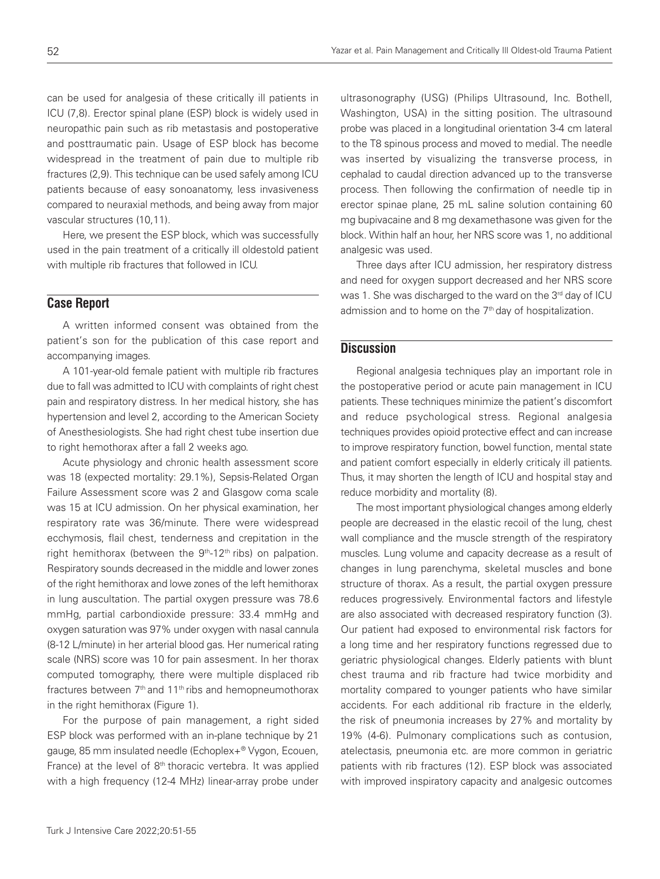can be used for analgesia of these critically ill patients in ICU (7,8). Erector spinal plane (ESP) block is widely used in neuropathic pain such as rib metastasis and postoperative and posttraumatic pain. Usage of ESP block has become widespread in the treatment of pain due to multiple rib fractures (2,9). This technique can be used safely among ICU patients because of easy sonoanatomy, less invasiveness compared to neuraxial methods, and being away from major vascular structures (10,11).

Here, we present the ESP block, which was successfully used in the pain treatment of a critically ill oldestold patient with multiple rib fractures that followed in ICU.

## Case Report

A written informed consent was obtained from the patient's son for the publication of this case report and accompanying images.

A 101-year-old female patient with multiple rib fractures due to fall was admitted to ICU with complaints of right chest pain and respiratory distress. In her medical history, she has hypertension and level 2, according to the American Society of Anesthesiologists. She had right chest tube insertion due to right hemothorax after a fall 2 weeks ago.

Acute physiology and chronic health assessment score was 18 (expected mortality: 29.1%), Sepsis-Related Organ Failure Assessment score was 2 and Glasgow coma scale was 15 at ICU admission. On her physical examination, her respiratory rate was 36/minute. There were widespread ecchymosis, flail chest, tenderness and crepitation in the right hemithorax (between the 9th-12th ribs) on palpation. Respiratory sounds decreased in the middle and lower zones of the right hemithorax and lowe zones of the left hemithorax in lung auscultation. The partial oxygen pressure was 78.6 mmHg, partial carbondioxide pressure: 33.4 mmHg and oxygen saturation was 97% under oxygen with nasal cannula (8-12 L/minute) in her arterial blood gas. Her numerical rating scale (NRS) score was 10 for pain assesment. In her thorax computed tomography, there were multiple displaced rib fractures between 7th and 11th ribs and hemopneumothorax in the right hemithorax (Figure 1).

For the purpose of pain management, a right sided ESP block was performed with an in-plane technique by 21 gauge, 85 mm insulated needle (Echoplex+® Vygon, Ecouen, France) at the level of 8th thoracic vertebra. It was applied with a high frequency (12-4 MHz) linear-array probe under ultrasonography (USG) (Philips Ultrasound, Inc. Bothell, Washington, USA) in the sitting position. The ultrasound probe was placed in a longitudinal orientation 3-4 cm lateral to the T8 spinous process and moved to medial. The needle was inserted by visualizing the transverse process, in cephalad to caudal direction advanced up to the transverse process. Then following the confirmation of needle tip in erector spinae plane, 25 mL saline solution containing 60 mg bupivacaine and 8 mg dexamethasone was given for the block. Within half an hour, her NRS score was 1, no additional analgesic was used.

Three days after ICU admission, her respiratory distress and need for oxygen support decreased and her NRS score was 1. She was discharged to the ward on the 3rd day of ICU admission and to home on the 7th day of hospitalization.

## Discussion

Regional analgesia techniques play an important role in the postoperative period or acute pain management in ICU patients. These techniques minimize the patient's discomfort and reduce psychological stress. Regional analgesia techniques provides opioid protective effect and can increase to improve respiratory function, bowel function, mental state and patient comfort especially in elderly criticaly ill patients. Thus, it may shorten the length of ICU and hospital stay and reduce morbidity and mortality (8).

The most important physiological changes among elderly people are decreased in the elastic recoil of the lung, chest wall compliance and the muscle strength of the respiratory muscles. Lung volume and capacity decrease as a result of changes in lung parenchyma, skeletal muscles and bone structure of thorax. As a result, the partial oxygen pressure reduces progressively. Environmental factors and lifestyle are also associated with decreased respiratory function (3). Our patient had exposed to environmental risk factors for a long time and her respiratory functions regressed due to geriatric physiological changes. Elderly patients with blunt chest trauma and rib fracture had twice morbidity and mortality compared to younger patients who have similar accidents. For each additional rib fracture in the elderly, the risk of pneumonia increases by 27% and mortality by 19% (4-6). Pulmonary complications such as contusion, atelectasis, pneumonia etc. are more common in geriatric patients with rib fractures (12). ESP block was associated with improved inspiratory capacity and analgesic outcomes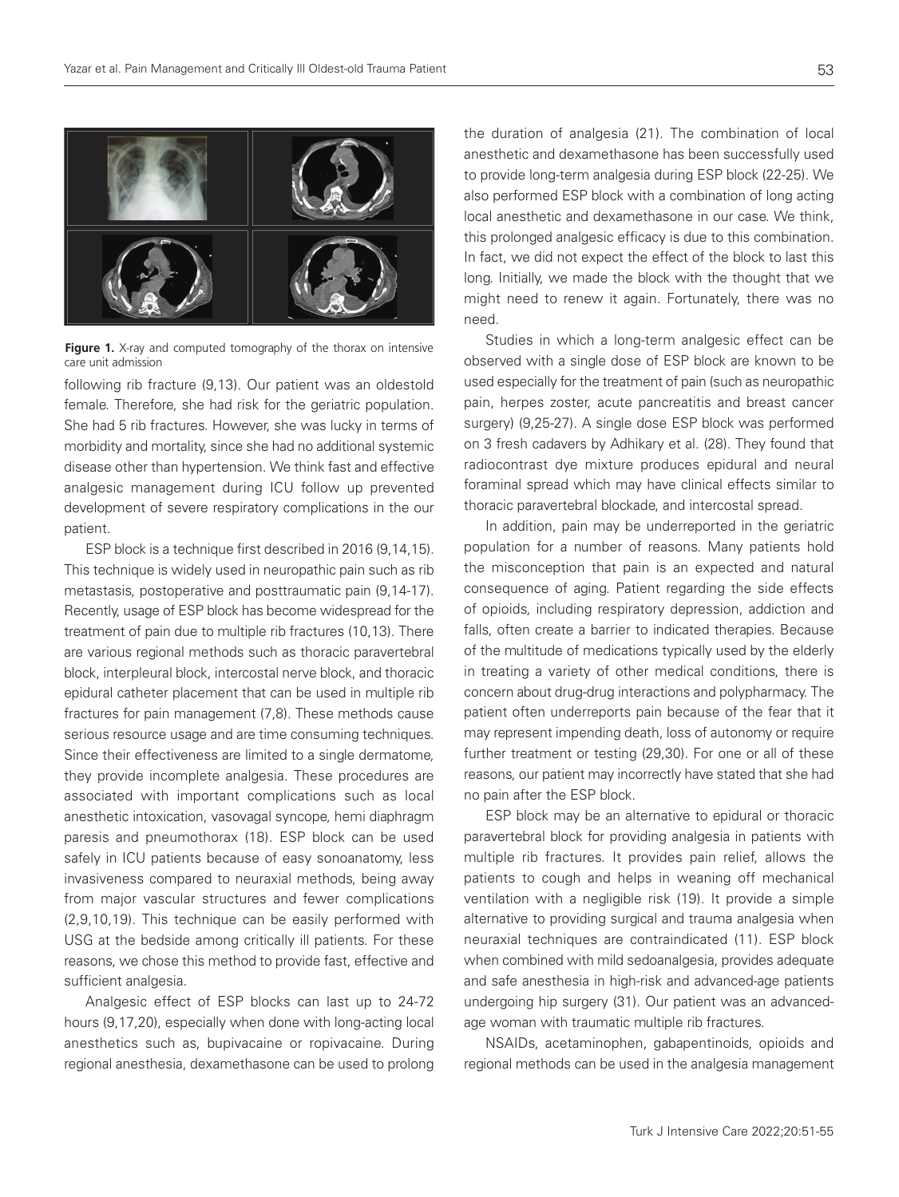**Figure 1.** X-ray and computed tomography of the thorax on intensive care unit admission

following rib fracture (9,13). Our patient was an oldestold female. Therefore, she had risk for the geriatric population. She had 5 rib fractures. However, she was lucky in terms of morbidity and mortality, since she had no additional systemic disease other than hypertension. We think fast and effective analgesic management during ICU follow up prevented development of severe respiratory complications in the our patient.

ESP block is a technique first described in 2016 (9,14,15). This technique is widely used in neuropathic pain such as rib metastasis, postoperative and posttraumatic pain (9,14-17). Recently, usage of ESP block has become widespread for the treatment of pain due to multiple rib fractures (10,13). There are various regional methods such as thoracic paravertebral block, interpleural block, intercostal nerve block, and thoracic epidural catheter placement that can be used in multiple rib fractures for pain management (7,8). These methods cause serious resource usage and are time consuming techniques. Since their effectiveness are limited to a single dermatome, they provide incomplete analgesia. These procedures are associated with important complications such as local anesthetic intoxication, vasovagal syncope, hemi diaphragm paresis and pneumothorax (18). ESP block can be used safely in ICU patients because of easy sonoanatomy, less invasiveness compared to neuraxial methods, being away from major vascular structures and fewer complications (2,9,10,19). This technique can be easily performed with USG at the bedside among critically ill patients. For these reasons, we chose this method to provide fast, effective and sufficient analgesia.

Analgesic effect of ESP blocks can last up to 24-72 hours (9,17,20), especially when done with long-acting local anesthetics such as, bupivacaine or ropivacaine. During regional anesthesia, dexamethasone can be used to prolong the duration of analgesia (21). The combination of local anesthetic and dexamethasone has been successfully used to provide long-term analgesia during ESP block (22-25). We also performed ESP block with a combination of long acting local anesthetic and dexamethasone in our case. We think, this prolonged analgesic efficacy is due to this combination. In fact, we did not expect the effect of the block to last this long. Initially, we made the block with the thought that we might need to renew it again. Fortunately, there was no need.

Studies in which a long-term analgesic effect can be observed with a single dose of ESP block are known to be used especially for the treatment of pain (such as neuropathic pain, herpes zoster, acute pancreatitis and breast cancer surgery) (9,25-27). A single dose ESP block was performed on 3 fresh cadavers by Adhikary et al. (28). They found that radiocontrast dye mixture produces epidural and neural foraminal spread which may have clinical effects similar to thoracic paravertebral blockade, and intercostal spread.

In addition, pain may be underreported in the geriatric population for a number of reasons. Many patients hold the misconception that pain is an expected and natural consequence of aging. Patient regarding the side effects of opioids, including respiratory depression, addiction and falls, often create a barrier to indicated therapies. Because of the multitude of medications typically used by the elderly in treating a variety of other medical conditions, there is concern about drug-drug interactions and polypharmacy. The patient often underreports pain because of the fear that it may represent impending death, loss of autonomy or require further treatment or testing (29,30). For one or all of these reasons, our patient may incorrectly have stated that she had no pain after the ESP block.

ESP block may be an alternative to epidural or thoracic paravertebral block for providing analgesia in patients with multiple rib fractures. It provides pain relief, allows the patients to cough and helps in weaning off mechanical ventilation with a negligible risk (19). It provide a simple alternative to providing surgical and trauma analgesia when neuraxial techniques are contraindicated (11). ESP block when combined with mild sedoanalgesia, provides adequate and safe anesthesia in high-risk and advanced-age patients undergoing hip surgery (31). Our patient was an advanced-age woman with traumatic multiple rib fractures.

NSAIDs, acetaminophen, gabapentinoids, opioids and regional methods can be used in the analgesia management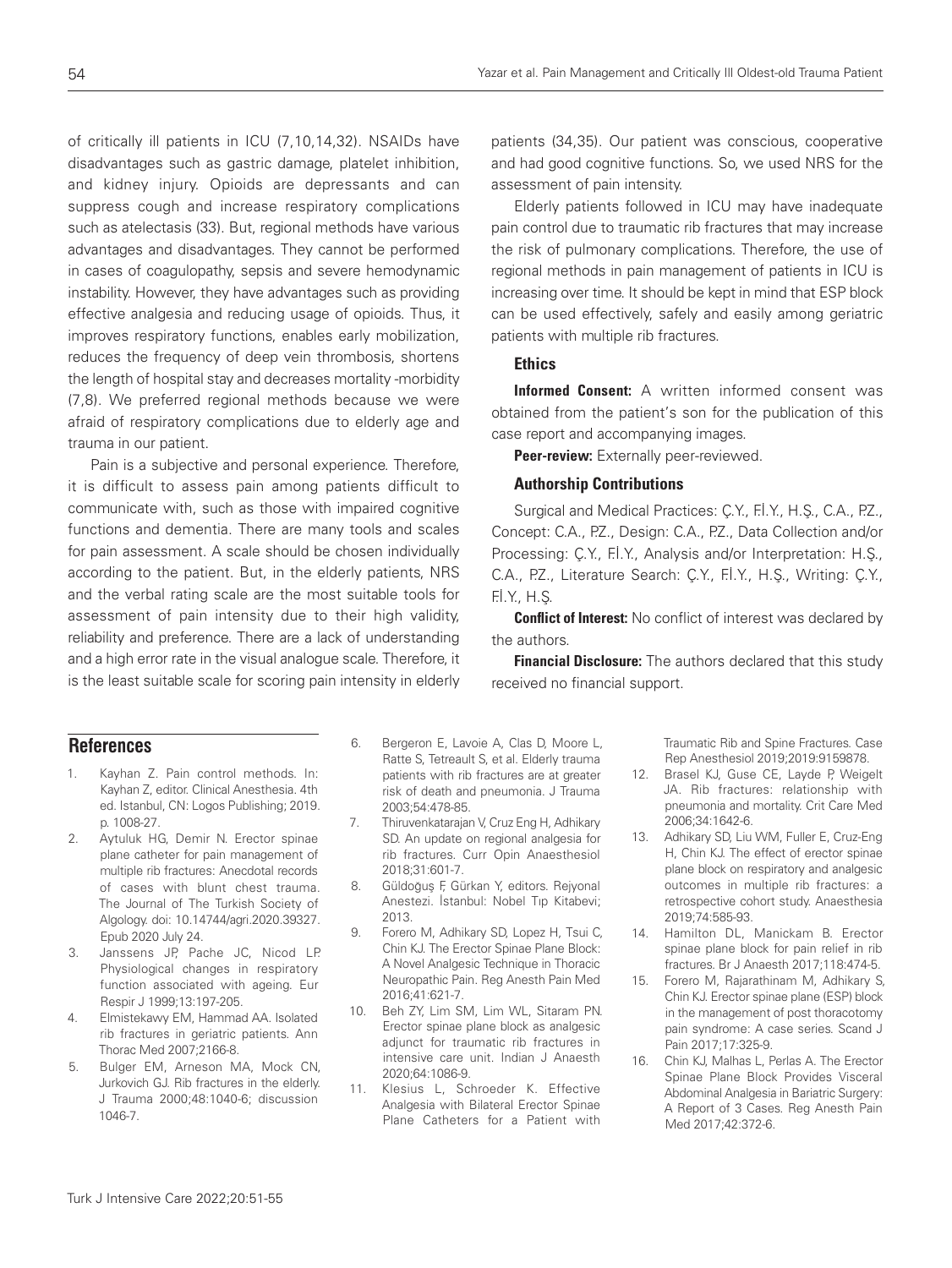of critically ill patients in ICU (7,10,14,32). NSAIDs have disadvantages such as gastric damage, platelet inhibition, and kidney injury. Opioids are depressants and can suppress cough and increase respiratory complications such as atelectasis (33). But, regional methods have various advantages and disadvantages. They cannot be performed in cases of coagulopathy, sepsis and severe hemodynamic instability. However, they have advantages such as providing effective analgesia and reducing usage of opioids. Thus, it improves respiratory functions, enables early mobilization, reduces the frequency of deep vein thrombosis, shortens the length of hospital stay and decreases mortality -morbidity (7,8). We preferred regional methods because we were afraid of respiratory complications due to elderly age and trauma in our patient.

Pain is a subjective and personal experience. Therefore, it is difficult to assess pain among patients difficult to communicate with, such as those with impaired cognitive functions and dementia. There are many tools and scales for pain assessment. A scale should be chosen individually according to the patient. But, in the elderly patients, NRS and the verbal rating scale are the most suitable tools for assessment of pain intensity due to their high validity, reliability and preference. There are a lack of understanding and a high error rate in the visual analogue scale. Therefore, it is the least suitable scale for scoring pain intensity in elderly patients (34,35). Our patient was conscious, cooperative and had good cognitive functions. So, we used NRS for the assessment of pain intensity.

Elderly patients followed in ICU may have inadequate pain control due to traumatic rib fractures that may increase the risk of pulmonary complications. Therefore, the use of regional methods in pain management of patients in ICU is increasing over time. It should be kept in mind that ESP block can be used effectively, safely and easily among geriatric patients with multiple rib fractures.

### Ethics

**Informed Consent:** A written informed consent was obtained from the patient's son for the publication of this case report and accompanying images.

**Peer-review:** Externally peer-reviewed.

### Authorship Contributions

Surgical and Medical Practices: Ç.Y., F.İ.Y., H.Ş., C.A., P.Z., Concept: C.A., P.Z., Design: C.A., P.Z., Data Collection and/or Processing: Ç.Y., F.İ.Y., Analysis and/or Interpretation: H.Ş., C.A., P.Z., Literature Search: Ç.Y., F.İ.Y., H.Ş., Writing: Ç.Y., F.İ.Y., H.Ş.

**Conflict of Interest:** No conflict of interest was declared by the authors.

**Financial Disclosure:** The authors declared that this study received no financial support.

## References

1. Kayhan Z. Pain control methods. In: Kayhan Z, editor. Clinical Anesthesia. 4th ed. Istanbul, CN: Logos Publishing; 2019. p. 1008-27.
2. Aytuluk HG, Demir N. Erector spinae plane catheter for pain management of multiple rib fractures: Anecdotal records of cases with blunt chest trauma. The Journal of The Turkish Society of Algology. doi: 10.14744/agri.2020.39327. Epub 2020 July 24.
3. Janssens JP, Pache JC, Nicod LP. Physiological changes in respiratory function associated with ageing. Eur Respir J 1999;13:197-205.
4. Elmistekawy EM, Hammad AA. Isolated rib fractures in geriatric patients. Ann Thorac Med 2007;2166-8.
5. Bulger EM, Arneson MA, Mock CN, Jurkovich GJ. Rib fractures in the elderly. J Trauma 2000;48:1040-6; discussion 1046-7.
6. Bergeron E, Lavoie A, Clas D, Moore L, Ratte S, Tetreault S, et al. Elderly trauma patients with rib fractures are at greater risk of death and pneumonia. J Trauma 2003;54:478-85.
7. Thiruvenkatarajan V, Cruz Eng H, Adhikary SD. An update on regional analgesia for rib fractures. Curr Opin Anaesthesiol 2018;31:601-7.
8. Güldoğuş F, Gürkan Y, editors. Rejyonal Anestezi. İstanbul: Nobel Tıp Kitabevi; 2013.
9. Forero M, Adhikary SD, Lopez H, Tsui C, Chin KJ. The Erector Spinae Plane Block: A Novel Analgesic Technique in Thoracic Neuropathic Pain. Reg Anesth Pain Med 2016;41:621-7.
10. Beh ZY, Lim SM, Lim WL, Sitaram PN. Erector spinae plane block as analgesic adjunct for traumatic rib fractures in intensive care unit. Indian J Anaesth 2020;64:1086-9.
11. Klesius L, Schroeder K. Effective Analgesia with Bilateral Erector Spinae Plane Catheters for a Patient with Traumatic Rib and Spine Fractures. Case Rep Anesthesiol 2019;2019:9159878.
12. Brasel KJ, Guse CE, Layde P, Weigelt JA. Rib fractures: relationship with pneumonia and mortality. Crit Care Med 2006;34:1642-6.
13. Adhikary SD, Liu WM, Fuller E, Cruz-Eng H, Chin KJ. The effect of erector spinae plane block on respiratory and analgesic outcomes in multiple rib fractures: a retrospective cohort study. Anaesthesia 2019;74:585-93.
14. Hamilton DL, Manickam B. Erector spinae plane block for pain relief in rib fractures. Br J Anaesth 2017;118:474-5.
15. Forero M, Rajarathinam M, Adhikary S, Chin KJ. Erector spinae plane (ESP) block in the management of post thoracotomy pain syndrome: A case series. Scand J Pain 2017;17:325-9.
16. Chin KJ, Malhas L, Perlas A. The Erector Spinae Plane Block Provides Visceral Abdominal Analgesia in Bariatric Surgery: A Report of 3 Cases. Reg Anesth Pain Med 2017;42:372-6.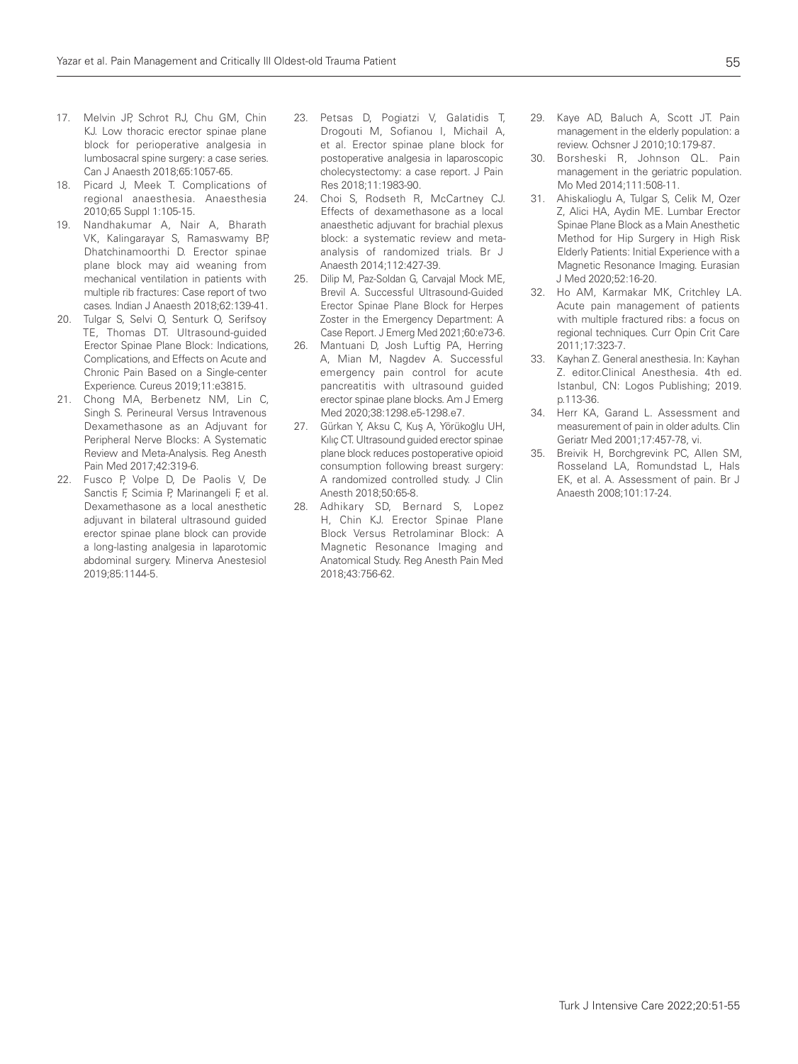17. Melvin JP, Schrot RJ, Chu GM, Chin KJ. Low thoracic erector spinae plane block for perioperative analgesia in lumbosacral spine surgery: a case series. Can J Anaesth 2018;65:1057-65.
18. Picard J, Meek T. Complications of regional anaesthesia. Anaesthesia 2010;65 Suppl 1:105-15.
19. Nandhakumar A, Nair A, Bharath VK, Kalingarayar S, Ramaswamy BP, Dhatchinamoorthi D. Erector spinae plane block may aid weaning from mechanical ventilation in patients with multiple rib fractures: Case report of two cases. Indian J Anaesth 2018;62:139-41.
20. Tulgar S, Selvi O, Senturk O, Serifsoy TE, Thomas DT. Ultrasound-guided Erector Spinae Plane Block: Indications, Complications, and Effects on Acute and Chronic Pain Based on a Single-center Experience. Cureus 2019;11:e3815.
21. Chong MA, Berbenetz NM, Lin C, Singh S. Perineural Versus Intravenous Dexamethasone as an Adjuvant for Peripheral Nerve Blocks: A Systematic Review and Meta-Analysis. Reg Anesth Pain Med 2017;42:319-6.
22. Fusco P, Volpe D, De Paolis V, De Sanctis F, Scimia P, Marinangeli F, et al. Dexamethasone as a local anesthetic adjuvant in bilateral ultrasound guided erector spinae plane block can provide a long-lasting analgesia in laparotomic abdominal surgery. Minerva Anestesiol 2019;85:1144-5.
23. Petsas D, Pogiatzi V, Galatidis T, Drogouti M, Sofianou I, Michail A, et al. Erector spinae plane block for postoperative analgesia in laparoscopic cholecystectomy: a case report. J Pain Res 2018;11:1983-90.
24. Choi S, Rodseth R, McCartney CJ. Effects of dexamethasone as a local anaesthetic adjuvant for brachial plexus block: a systematic review and meta-analysis of randomized trials. Br J Anaesth 2014;112:427-39.
25. Dilip M, Paz-Soldan G, Carvajal Mock ME, Brevil A. Successful Ultrasound-Guided Erector Spinae Plane Block for Herpes Zoster in the Emergency Department: A Case Report. J Emerg Med 2021;60:e73-6.
26. Mantuani D, Josh Luftig PA, Herring A, Mian M, Nagdev A. Successful emergency pain control for acute pancreatitis with ultrasound guided erector spinae plane blocks. Am J Emerg Med 2020;38:1298.e5-1298.e7.
27. Gürkan Y, Aksu C, Kuş A, Yörükoğlu UH, Kılıç CT. Ultrasound guided erector spinae plane block reduces postoperative opioid consumption following breast surgery: A randomized controlled study. J Clin Anesth 2018;50:65-8.
28. Adhikary SD, Bernard S, Lopez H, Chin KJ. Erector Spinae Plane Block Versus Retrolaminar Block: A Magnetic Resonance Imaging and Anatomical Study. Reg Anesth Pain Med 2018;43:756-62.
29. Kaye AD, Baluch A, Scott JT. Pain management in the elderly population: a review. Ochsner J 2010;10:179-87.
30. Borsheski R, Johnson QL. Pain management in the geriatric population. Mo Med 2014;111:508-11.
31. Ahiskalioglu A, Tulgar S, Celik M, Ozer Z, Alici HA, Aydin ME. Lumbar Erector Spinae Plane Block as a Main Anesthetic Method for Hip Surgery in High Risk Elderly Patients: Initial Experience with a Magnetic Resonance Imaging. Eurasian J Med 2020;52:16-20.
32. Ho AM, Karmakar MK, Critchley LA. Acute pain management of patients with multiple fractured ribs: a focus on regional techniques. Curr Opin Crit Care 2011;17:323-7.
33. Kayhan Z. General anesthesia. In: Kayhan Z. editor.Clinical Anesthesia. 4th ed. Istanbul, CN: Logos Publishing; 2019. p.113-36.
34. Herr KA, Garand L. Assessment and measurement of pain in older adults. Clin Geriatr Med 2001;17:457-78, vi.
35. Breivik H, Borchgrevink PC, Allen SM, Rosseland LA, Romundstad L, Hals EK, et al. A. Assessment of pain. Br J Anaesth 2008;101:17-24.